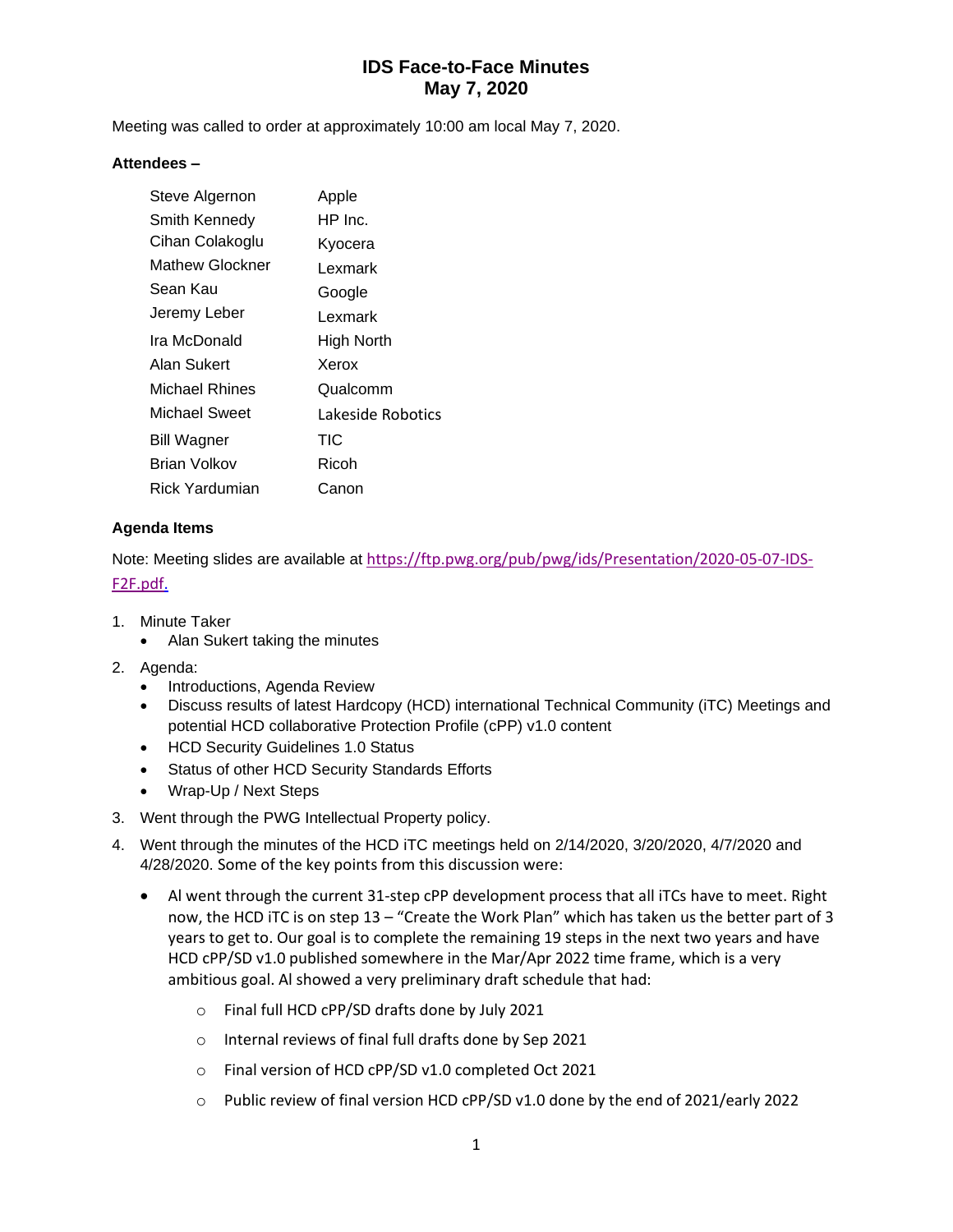# IDS Face-to-Face Minutes
## May 7, 2020

Meeting was called to order at approximately 10:00 am local May 7, 2020.

**Attendees –**

| | |
|---|---|
| Steve Algernon | Apple |
| Smith Kennedy | HP Inc. |
| Cihan Colakoglu | Kyocera |
| Mathew Glockner | Lexmark |
| Sean Kau | Google |
| Jeremy Leber | Lexmark |
| Ira McDonald | High North |
| Alan Sukert | Xerox |
| Michael Rhines | Qualcomm |
| Michael Sweet | Lakeside Robotics |
| Bill Wagner | TIC |
| Brian Volkov | Ricoh |
| Rick Yardumian | Canon |

**Agenda Items**

Note: Meeting slides are available at [https://ftp.pwg.org/pub/pwg/ids/Presentation/2020-05-07-IDS-F2F.pdf.](https://ftp.pwg.org/pub/pwg/ids/Presentation/2020-05-07-IDS-F2F.pdf)

1. Minute Taker
   - Alan Sukert taking the minutes
2. Agenda:
   - Introductions, Agenda Review
   - Discuss results of latest Hardcopy (HCD) international Technical Community (iTC) Meetings and potential HCD collaborative Protection Profile (cPP) v1.0 content
   - HCD Security Guidelines 1.0 Status
   - Status of other HCD Security Standards Efforts
   - Wrap-Up / Next Steps
3. Went through the PWG Intellectual Property policy.
4. Went through the minutes of the HCD iTC meetings held on 2/14/2020, 3/20/2020, 4/7/2020 and 4/28/2020. Some of the key points from this discussion were:
   - Al went through the current 31-step cPP development process that all iTCs have to meet. Right now, the HCD iTC is on step 13 – "Create the Work Plan" which has taken us the better part of 3 years to get to. Our goal is to complete the remaining 19 steps in the next two years and have HCD cPP/SD v1.0 published somewhere in the Mar/Apr 2022 time frame, which is a very ambitious goal. Al showed a very preliminary draft schedule that had:
     - Final full HCD cPP/SD drafts done by July 2021
     - Internal reviews of final full drafts done by Sep 2021
     - Final version of HCD cPP/SD v1.0 completed Oct 2021
     - Public review of final version HCD cPP/SD v1.0 done by the end of 2021/early 2022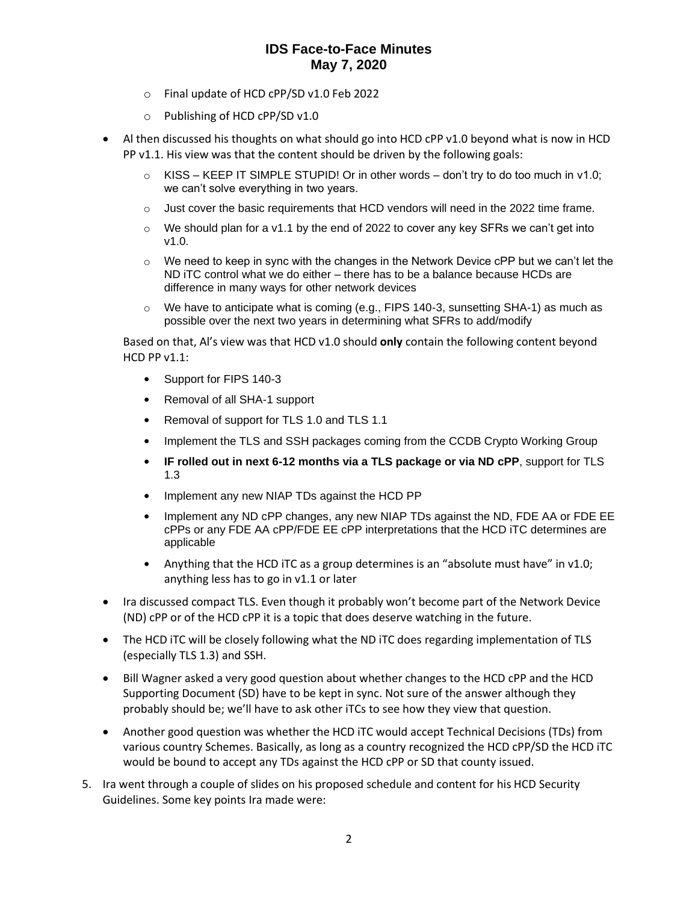- Final update of HCD cPP/SD v1.0 Feb 2022
    - Publishing of HCD cPP/SD v1.0

- Al then discussed his thoughts on what should go into HCD cPP v1.0 beyond what is now in HCD PP v1.1. His view was that the content should be driven by the following goals:
    - KISS – KEEP IT SIMPLE STUPID! Or in other words – don't try to do too much in v1.0; we can't solve everything in two years.
    - Just cover the basic requirements that HCD vendors will need in the 2022 time frame.
    - We should plan for a v1.1 by the end of 2022 to cover any key SFRs we can't get into v1.0.
    - We need to keep in sync with the changes in the Network Device cPP but we can't let the ND iTC control what we do either – there has to be a balance because HCDs are difference in many ways for other network devices
    - We have to anticipate what is coming (e.g., FIPS 140-3, sunsetting SHA-1) as much as possible over the next two years in determining what SFRs to add/modify

  Based on that, Al's view was that HCD v1.0 should **only** contain the following content beyond HCD PP v1.1:

    - Support for FIPS 140-3
    - Removal of all SHA-1 support
    - Removal of support for TLS 1.0 and TLS 1.1
    - Implement the TLS and SSH packages coming from the CCDB Crypto Working Group
    - **IF rolled out in next 6-12 months via a TLS package or via ND cPP**, support for TLS 1.3
    - Implement any new NIAP TDs against the HCD PP
    - Implement any ND cPP changes, any new NIAP TDs against the ND, FDE AA or FDE EE cPPs or any FDE AA cPP/FDE EE cPP interpretations that the HCD iTC determines are applicable
    - Anything that the HCD iTC as a group determines is an "absolute must have" in v1.0; anything less has to go in v1.1 or later

- Ira discussed compact TLS. Even though it probably won't become part of the Network Device (ND) cPP or of the HCD cPP it is a topic that does deserve watching in the future.
- The HCD iTC will be closely following what the ND iTC does regarding implementation of TLS (especially TLS 1.3) and SSH.
- Bill Wagner asked a very good question about whether changes to the HCD cPP and the HCD Supporting Document (SD) have to be kept in sync. Not sure of the answer although they probably should be; we'll have to ask other iTCs to see how they view that question.
- Another good question was whether the HCD iTC would accept Technical Decisions (TDs) from various country Schemes. Basically, as long as a country recognized the HCD cPP/SD the HCD iTC would be bound to accept any TDs against the HCD cPP or SD that county issued.

5. Ira went through a couple of slides on his proposed schedule and content for his HCD Security Guidelines. Some key points Ira made were: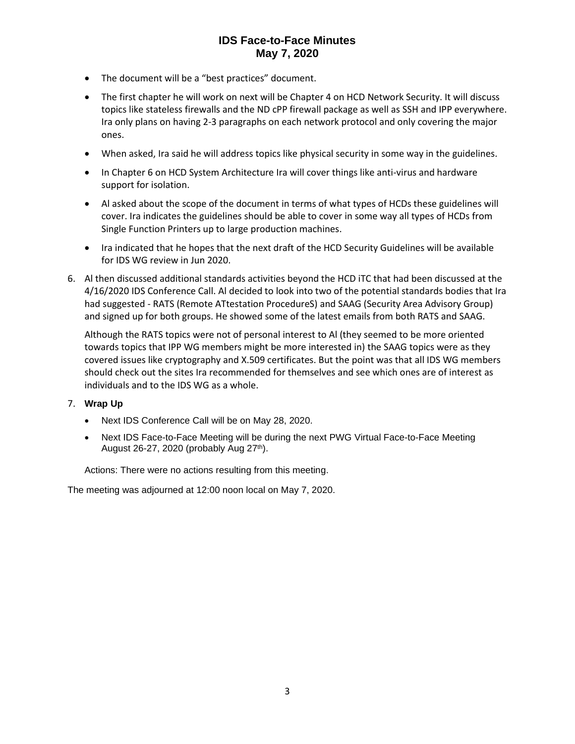- The document will be a "best practices" document.
- The first chapter he will work on next will be Chapter 4 on HCD Network Security. It will discuss topics like stateless firewalls and the ND cPP firewall package as well as SSH and IPP everywhere. Ira only plans on having 2-3 paragraphs on each network protocol and only covering the major ones.
- When asked, Ira said he will address topics like physical security in some way in the guidelines.
- In Chapter 6 on HCD System Architecture Ira will cover things like anti-virus and hardware support for isolation.
- Al asked about the scope of the document in terms of what types of HCDs these guidelines will cover. Ira indicates the guidelines should be able to cover in some way all types of HCDs from Single Function Printers up to large production machines.
- Ira indicated that he hopes that the next draft of the HCD Security Guidelines will be available for IDS WG review in Jun 2020.

6. Al then discussed additional standards activities beyond the HCD iTC that had been discussed at the 4/16/2020 IDS Conference Call. Al decided to look into two of the potential standards bodies that Ira had suggested - RATS (Remote ATtestation ProcedureS) and SAAG (Security Area Advisory Group) and signed up for both groups. He showed some of the latest emails from both RATS and SAAG.

   Although the RATS topics were not of personal interest to Al (they seemed to be more oriented towards topics that IPP WG members might be more interested in) the SAAG topics were as they covered issues like cryptography and X.509 certificates. But the point was that all IDS WG members should check out the sites Ira recommended for themselves and see which ones are of interest as individuals and to the IDS WG as a whole.

7. **Wrap Up**
   - Next IDS Conference Call will be on May 28, 2020.
   - Next IDS Face-to-Face Meeting will be during the next PWG Virtual Face-to-Face Meeting August 26-27, 2020 (probably Aug 27th).

   Actions: There were no actions resulting from this meeting.

The meeting was adjourned at 12:00 noon local on May 7, 2020.